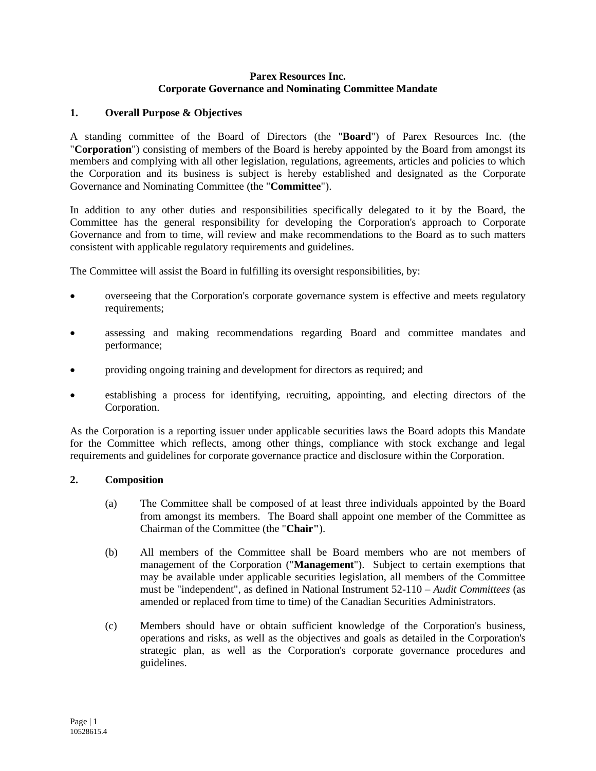**Parex Resources Inc.**
**Corporate Governance and Nominating Committee Mandate**

## 1. Overall Purpose & Objectives

A standing committee of the Board of Directors (the "**Board**") of Parex Resources Inc. (the "**Corporation**") consisting of members of the Board is hereby appointed by the Board from amongst its members and complying with all other legislation, regulations, agreements, articles and policies to which the Corporation and its business is subject is hereby established and designated as the Corporate Governance and Nominating Committee (the "**Committee**").

In addition to any other duties and responsibilities specifically delegated to it by the Board, the Committee has the general responsibility for developing the Corporation's approach to Corporate Governance and from to time, will review and make recommendations to the Board as to such matters consistent with applicable regulatory requirements and guidelines.

The Committee will assist the Board in fulfilling its oversight responsibilities, by:

- overseeing that the Corporation's corporate governance system is effective and meets regulatory requirements;
- assessing and making recommendations regarding Board and committee mandates and performance;
- providing ongoing training and development for directors as required; and
- establishing a process for identifying, recruiting, appointing, and electing directors of the Corporation.

As the Corporation is a reporting issuer under applicable securities laws the Board adopts this Mandate for the Committee which reflects, among other things, compliance with stock exchange and legal requirements and guidelines for corporate governance practice and disclosure within the Corporation.

## 2. Composition

(a) The Committee shall be composed of at least three individuals appointed by the Board from amongst its members. The Board shall appoint one member of the Committee as Chairman of the Committee (the "**Chair**").

(b) All members of the Committee shall be Board members who are not members of management of the Corporation ("**Management**"). Subject to certain exemptions that may be available under applicable securities legislation, all members of the Committee must be "independent", as defined in National Instrument 52-110 – *Audit Committees* (as amended or replaced from time to time) of the Canadian Securities Administrators.

(c) Members should have or obtain sufficient knowledge of the Corporation's business, operations and risks, as well as the objectives and goals as detailed in the Corporation's strategic plan, as well as the Corporation's corporate governance procedures and guidelines.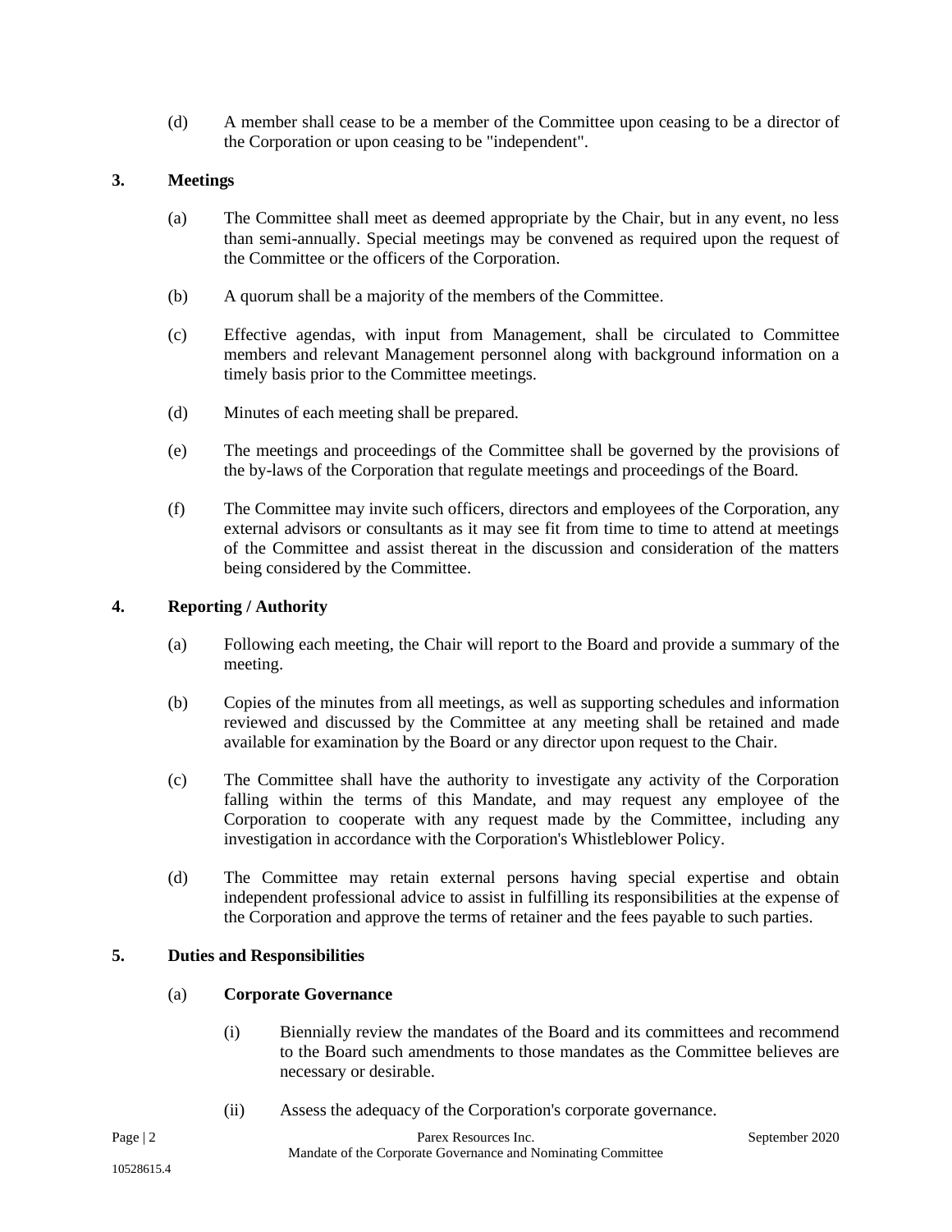(d) A member shall cease to be a member of the Committee upon ceasing to be a director of the Corporation or upon ceasing to be "independent".

## 3. Meetings

(a) The Committee shall meet as deemed appropriate by the Chair, but in any event, no less than semi-annually. Special meetings may be convened as required upon the request of the Committee or the officers of the Corporation.

(b) A quorum shall be a majority of the members of the Committee.

(c) Effective agendas, with input from Management, shall be circulated to Committee members and relevant Management personnel along with background information on a timely basis prior to the Committee meetings.

(d) Minutes of each meeting shall be prepared.

(e) The meetings and proceedings of the Committee shall be governed by the provisions of the by-laws of the Corporation that regulate meetings and proceedings of the Board.

(f) The Committee may invite such officers, directors and employees of the Corporation, any external advisors or consultants as it may see fit from time to time to attend at meetings of the Committee and assist thereat in the discussion and consideration of the matters being considered by the Committee.

## 4. Reporting / Authority

(a) Following each meeting, the Chair will report to the Board and provide a summary of the meeting.

(b) Copies of the minutes from all meetings, as well as supporting schedules and information reviewed and discussed by the Committee at any meeting shall be retained and made available for examination by the Board or any director upon request to the Chair.

(c) The Committee shall have the authority to investigate any activity of the Corporation falling within the terms of this Mandate, and may request any employee of the Corporation to cooperate with any request made by the Committee, including any investigation in accordance with the Corporation's Whistleblower Policy.

(d) The Committee may retain external persons having special expertise and obtain independent professional advice to assist in fulfilling its responsibilities at the expense of the Corporation and approve the terms of retainer and the fees payable to such parties.

## 5. Duties and Responsibilities

### (a) Corporate Governance

(i) Biennially review the mandates of the Board and its committees and recommend to the Board such amendments to those mandates as the Committee believes are necessary or desirable.

(ii) Assess the adequacy of the Corporation's corporate governance.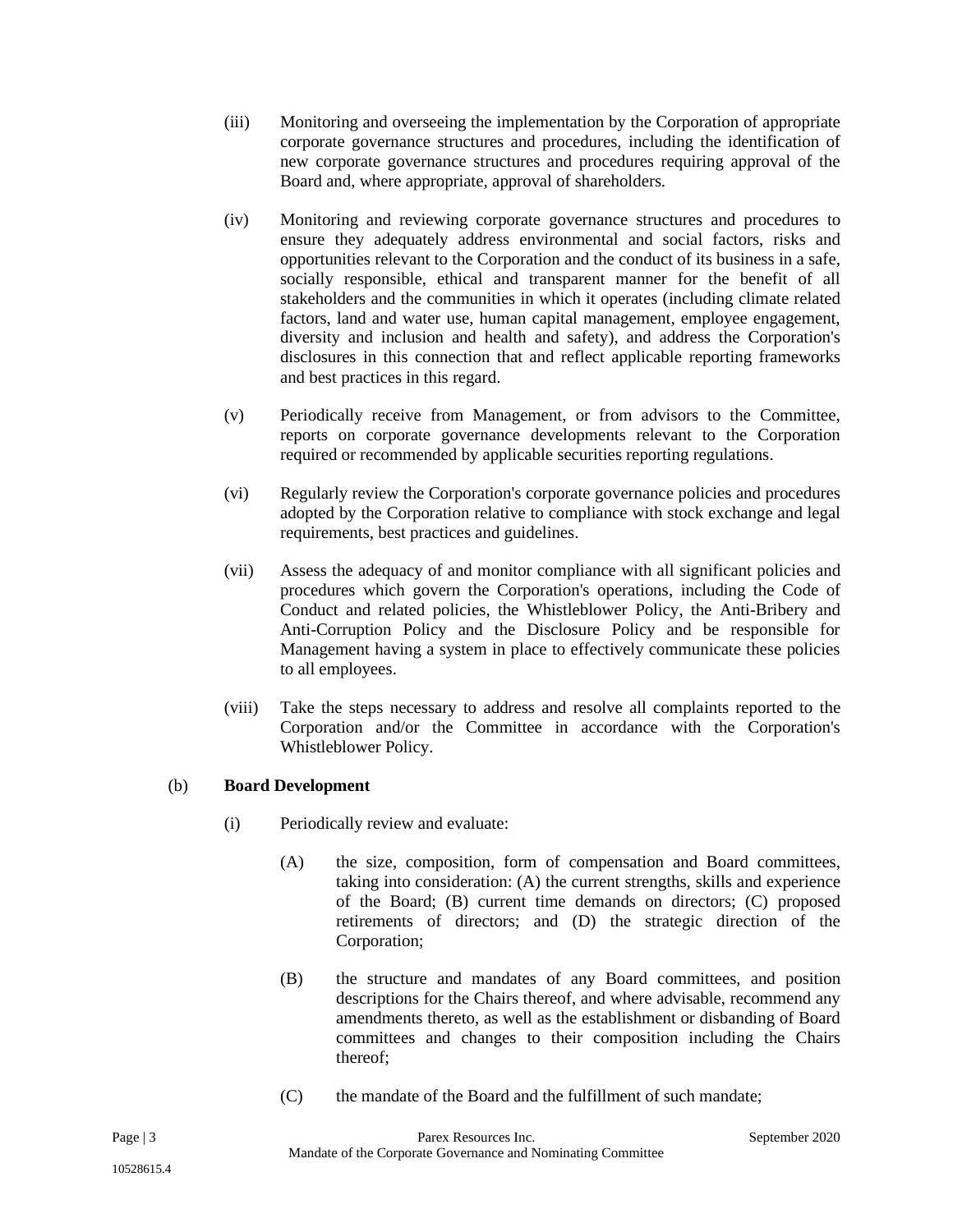(iii) Monitoring and overseeing the implementation by the Corporation of appropriate corporate governance structures and procedures, including the identification of new corporate governance structures and procedures requiring approval of the Board and, where appropriate, approval of shareholders.

(iv) Monitoring and reviewing corporate governance structures and procedures to ensure they adequately address environmental and social factors, risks and opportunities relevant to the Corporation and the conduct of its business in a safe, socially responsible, ethical and transparent manner for the benefit of all stakeholders and the communities in which it operates (including climate related factors, land and water use, human capital management, employee engagement, diversity and inclusion and health and safety), and address the Corporation's disclosures in this connection that and reflect applicable reporting frameworks and best practices in this regard.

(v) Periodically receive from Management, or from advisors to the Committee, reports on corporate governance developments relevant to the Corporation required or recommended by applicable securities reporting regulations.

(vi) Regularly review the Corporation's corporate governance policies and procedures adopted by the Corporation relative to compliance with stock exchange and legal requirements, best practices and guidelines.

(vii) Assess the adequacy of and monitor compliance with all significant policies and procedures which govern the Corporation's operations, including the Code of Conduct and related policies, the Whistleblower Policy, the Anti-Bribery and Anti-Corruption Policy and the Disclosure Policy and be responsible for Management having a system in place to effectively communicate these policies to all employees.

(viii) Take the steps necessary to address and resolve all complaints reported to the Corporation and/or the Committee in accordance with the Corporation's Whistleblower Policy.

(b) **Board Development**

(i) Periodically review and evaluate:

(A) the size, composition, form of compensation and Board committees, taking into consideration: (A) the current strengths, skills and experience of the Board; (B) current time demands on directors; (C) proposed retirements of directors; and (D) the strategic direction of the Corporation;

(B) the structure and mandates of any Board committees, and position descriptions for the Chairs thereof, and where advisable, recommend any amendments thereto, as well as the establishment or disbanding of Board committees and changes to their composition including the Chairs thereof;

(C) the mandate of the Board and the fulfillment of such mandate;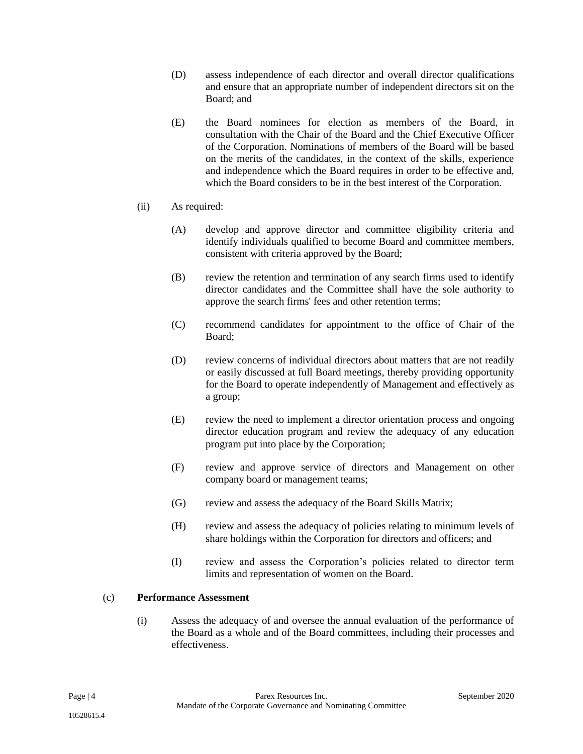(D) assess independence of each director and overall director qualifications and ensure that an appropriate number of independent directors sit on the Board; and

(E) the Board nominees for election as members of the Board, in consultation with the Chair of the Board and the Chief Executive Officer of the Corporation. Nominations of members of the Board will be based on the merits of the candidates, in the context of the skills, experience and independence which the Board requires in order to be effective and, which the Board considers to be in the best interest of the Corporation.

(ii) As required:

(A) develop and approve director and committee eligibility criteria and identify individuals qualified to become Board and committee members, consistent with criteria approved by the Board;

(B) review the retention and termination of any search firms used to identify director candidates and the Committee shall have the sole authority to approve the search firms' fees and other retention terms;

(C) recommend candidates for appointment to the office of Chair of the Board;

(D) review concerns of individual directors about matters that are not readily or easily discussed at full Board meetings, thereby providing opportunity for the Board to operate independently of Management and effectively as a group;

(E) review the need to implement a director orientation process and ongoing director education program and review the adequacy of any education program put into place by the Corporation;

(F) review and approve service of directors and Management on other company board or management teams;

(G) review and assess the adequacy of the Board Skills Matrix;

(H) review and assess the adequacy of policies relating to minimum levels of share holdings within the Corporation for directors and officers; and

(I) review and assess the Corporation's policies related to director term limits and representation of women on the Board.

(c) **Performance Assessment**

(i) Assess the adequacy of and oversee the annual evaluation of the performance of the Board as a whole and of the Board committees, including their processes and effectiveness.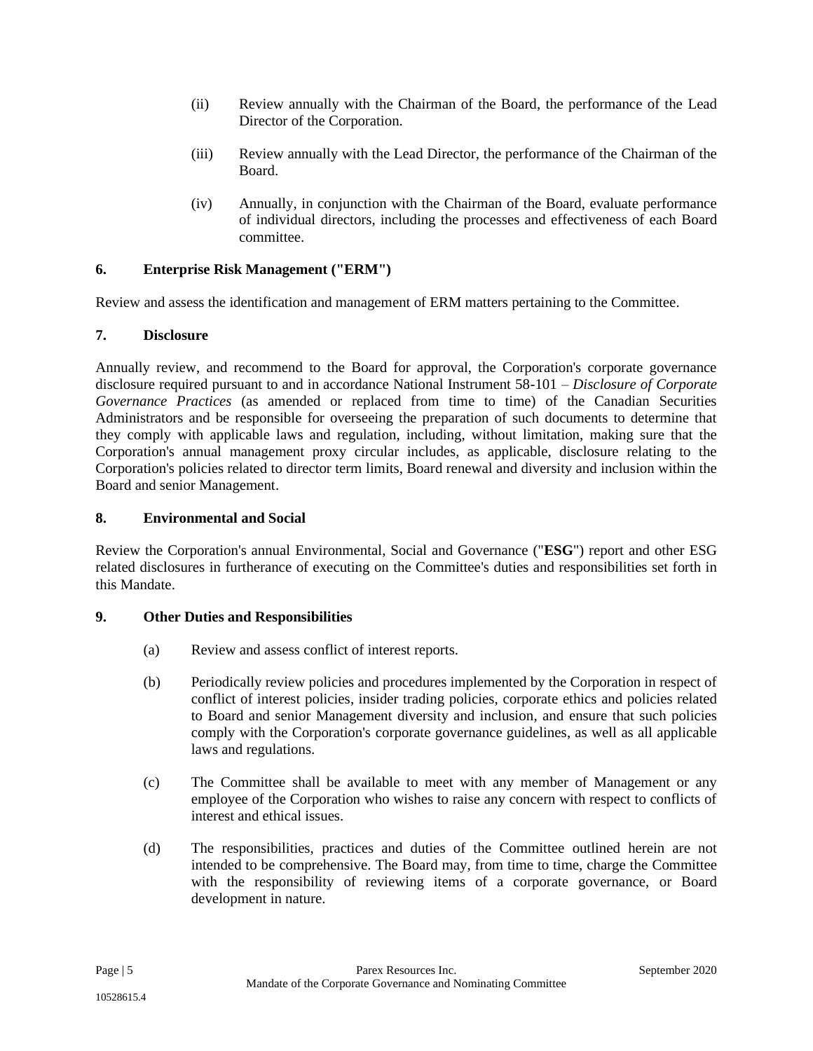(ii) Review annually with the Chairman of the Board, the performance of the Lead Director of the Corporation.

(iii) Review annually with the Lead Director, the performance of the Chairman of the Board.

(iv) Annually, in conjunction with the Chairman of the Board, evaluate performance of individual directors, including the processes and effectiveness of each Board committee.

### 6. Enterprise Risk Management ("ERM")

Review and assess the identification and management of ERM matters pertaining to the Committee.

### 7. Disclosure

Annually review, and recommend to the Board for approval, the Corporation's corporate governance disclosure required pursuant to and in accordance National Instrument 58-101 – *Disclosure of Corporate Governance Practices* (as amended or replaced from time to time) of the Canadian Securities Administrators and be responsible for overseeing the preparation of such documents to determine that they comply with applicable laws and regulation, including, without limitation, making sure that the Corporation's annual management proxy circular includes, as applicable, disclosure relating to the Corporation's policies related to director term limits, Board renewal and diversity and inclusion within the Board and senior Management.

### 8. Environmental and Social

Review the Corporation's annual Environmental, Social and Governance ("**ESG**") report and other ESG related disclosures in furtherance of executing on the Committee's duties and responsibilities set forth in this Mandate.

### 9. Other Duties and Responsibilities

(a) Review and assess conflict of interest reports.

(b) Periodically review policies and procedures implemented by the Corporation in respect of conflict of interest policies, insider trading policies, corporate ethics and policies related to Board and senior Management diversity and inclusion, and ensure that such policies comply with the Corporation's corporate governance guidelines, as well as all applicable laws and regulations.

(c) The Committee shall be available to meet with any member of Management or any employee of the Corporation who wishes to raise any concern with respect to conflicts of interest and ethical issues.

(d) The responsibilities, practices and duties of the Committee outlined herein are not intended to be comprehensive. The Board may, from time to time, charge the Committee with the responsibility of reviewing items of a corporate governance, or Board development in nature.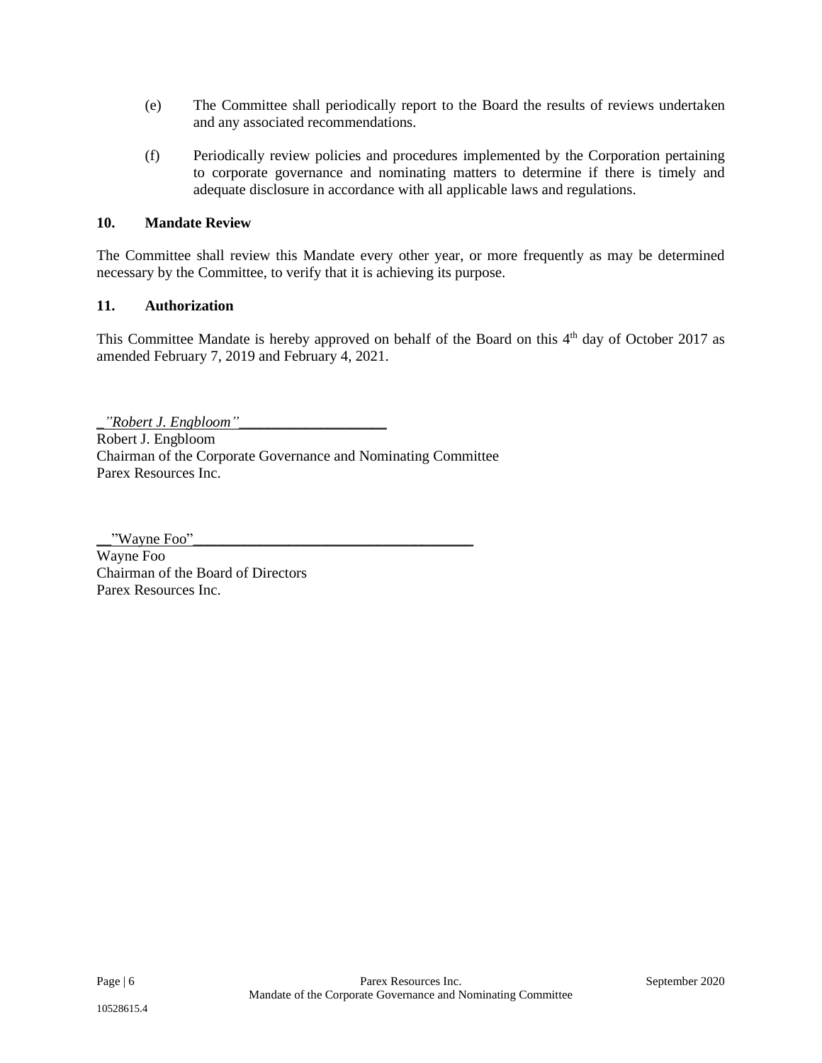(e) The Committee shall periodically report to the Board the results of reviews undertaken and any associated recommendations.

(f) Periodically review policies and procedures implemented by the Corporation pertaining to corporate governance and nominating matters to determine if there is timely and adequate disclosure in accordance with all applicable laws and regulations.

## 10. Mandate Review

The Committee shall review this Mandate every other year, or more frequently as may be determined necessary by the Committee, to verify that it is achieving its purpose.

## 11. Authorization

This Committee Mandate is hereby approved on behalf of the Board on this 4th day of October 2017 as amended February 7, 2019 and February 4, 2021.

_*"Robert J. Engbloom"*____________________
Robert J. Engbloom
Chairman of the Corporate Governance and Nominating Committee
Parex Resources Inc.

__"Wayne Foo"______________________________________
Wayne Foo
Chairman of the Board of Directors
Parex Resources Inc.